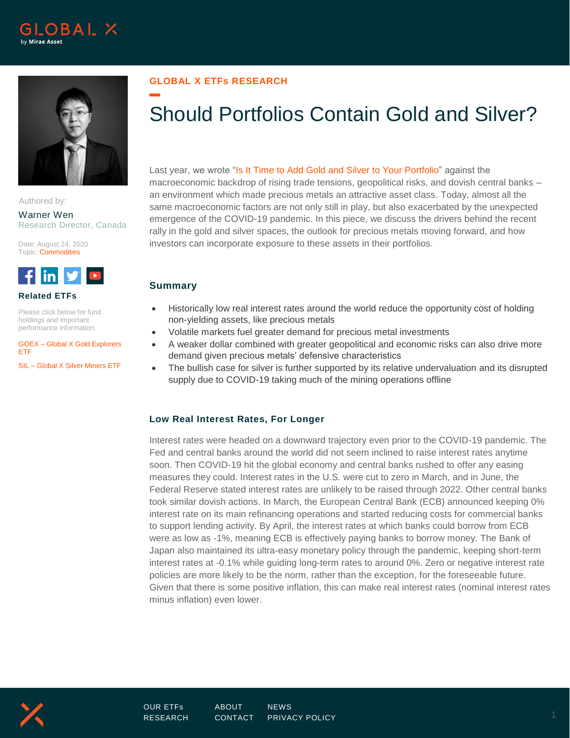GLOBAL X ETFs RESEARCH

# Should Portfolios Contain Gold and Silver?

Authored by:

Warner Wen
Research Director, Canada

Date: August 24, 2020
Topic: Commodities

**Related ETFs**

Please click below for fund holdings and important performance information.

GOEX – Global X Gold Explorers ETF

SIL – Global X Silver Miners ETF

Last year, we wrote "Is It Time to Add Gold and Silver to Your Portfolio" against the macroeconomic backdrop of rising trade tensions, geopolitical risks, and dovish central banks – an environment which made precious metals an attractive asset class. Today, almost all the same macroeconomic factors are not only still in play, but also exacerbated by the unexpected emergence of the COVID-19 pandemic. In this piece, we discuss the drivers behind the recent rally in the gold and silver spaces, the outlook for precious metals moving forward, and how investors can incorporate exposure to these assets in their portfolios.

## Summary

- Historically low real interest rates around the world reduce the opportunity cost of holding non-yielding assets, like precious metals
- Volatile markets fuel greater demand for precious metal investments
- A weaker dollar combined with greater geopolitical and economic risks can also drive more demand given precious metals' defensive characteristics
- The bullish case for silver is further supported by its relative undervaluation and its disrupted supply due to COVID-19 taking much of the mining operations offline

## Low Real Interest Rates, For Longer

Interest rates were headed on a downward trajectory even prior to the COVID-19 pandemic. The Fed and central banks around the world did not seem inclined to raise interest rates anytime soon. Then COVID-19 hit the global economy and central banks rushed to offer any easing measures they could. Interest rates in the U.S. were cut to zero in March, and in June, the Federal Reserve stated interest rates are unlikely to be raised through 2022. Other central banks took similar dovish actions. In March, the European Central Bank (ECB) announced keeping 0% interest rate on its main refinancing operations and started reducing costs for commercial banks to support lending activity. By April, the interest rates at which banks could borrow from ECB were as low as -1%, meaning ECB is effectively paying banks to borrow money. The Bank of Japan also maintained its ultra-easy monetary policy through the pandemic, keeping short-term interest rates at -0.1% while guiding long-term rates to around 0%. Zero or negative interest rate policies are more likely to be the norm, rather than the exception, for the foreseeable future. Given that there is some positive inflation, this can make real interest rates (nominal interest rates minus inflation) even lower.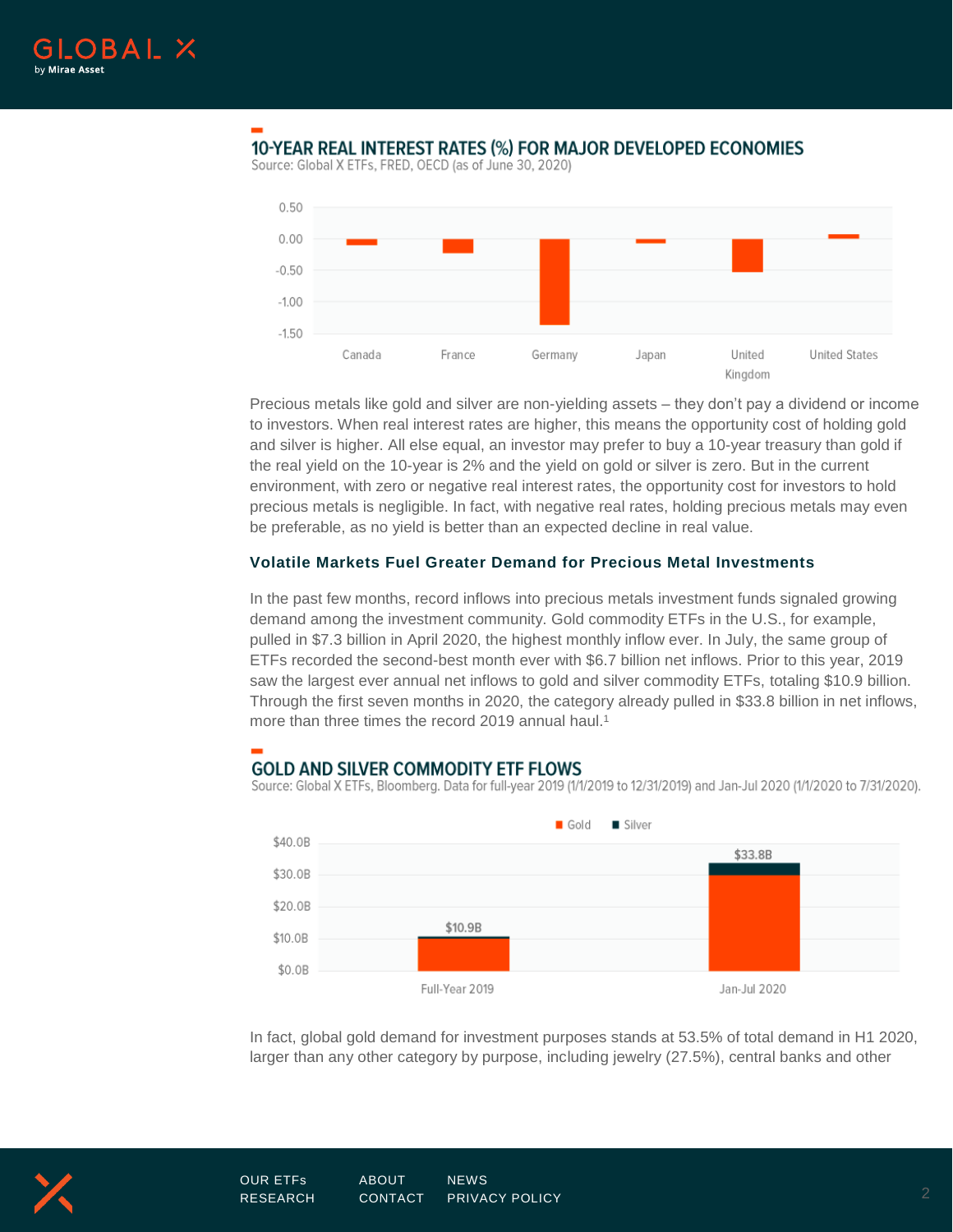**10-YEAR REAL INTEREST RATES (%) FOR MAJOR DEVELOPED ECONOMIES**

Source: Global X ETFs, FRED, OECD (as of June 30, 2020)

Precious metals like gold and silver are non-yielding assets – they don't pay a dividend or income to investors. When real interest rates are higher, this means the opportunity cost of holding gold and silver is higher. All else equal, an investor may prefer to buy a 10-year treasury than gold if the real yield on the 10-year is 2% and the yield on gold or silver is zero. But in the current environment, with zero or negative real interest rates, the opportunity cost for investors to hold precious metals is negligible. In fact, with negative real rates, holding precious metals may even be preferable, as no yield is better than an expected decline in real value.

### Volatile Markets Fuel Greater Demand for Precious Metal Investments

In the past few months, record inflows into precious metals investment funds signaled growing demand among the investment community. Gold commodity ETFs in the U.S., for example, pulled in $7.3 billion in April 2020, the highest monthly inflow ever. In July, the same group of ETFs recorded the second-best month ever with $6.7 billion net inflows. Prior to this year, 2019 saw the largest ever annual net inflows to gold and silver commodity ETFs, totaling $10.9 billion. Through the first seven months in 2020, the category already pulled in $33.8 billion in net inflows, more than three times the record 2019 annual haul.[1]

**GOLD AND SILVER COMMODITY ETF FLOWS**

Source: Global X ETFs, Bloomberg. Data for full-year 2019 (1/1/2019 to 12/31/2019) and Jan-Jul 2020 (1/1/2020 to 7/31/2020).

In fact, global gold demand for investment purposes stands at 53.5% of total demand in H1 2020, larger than any other category by purpose, including jewelry (27.5%), central banks and other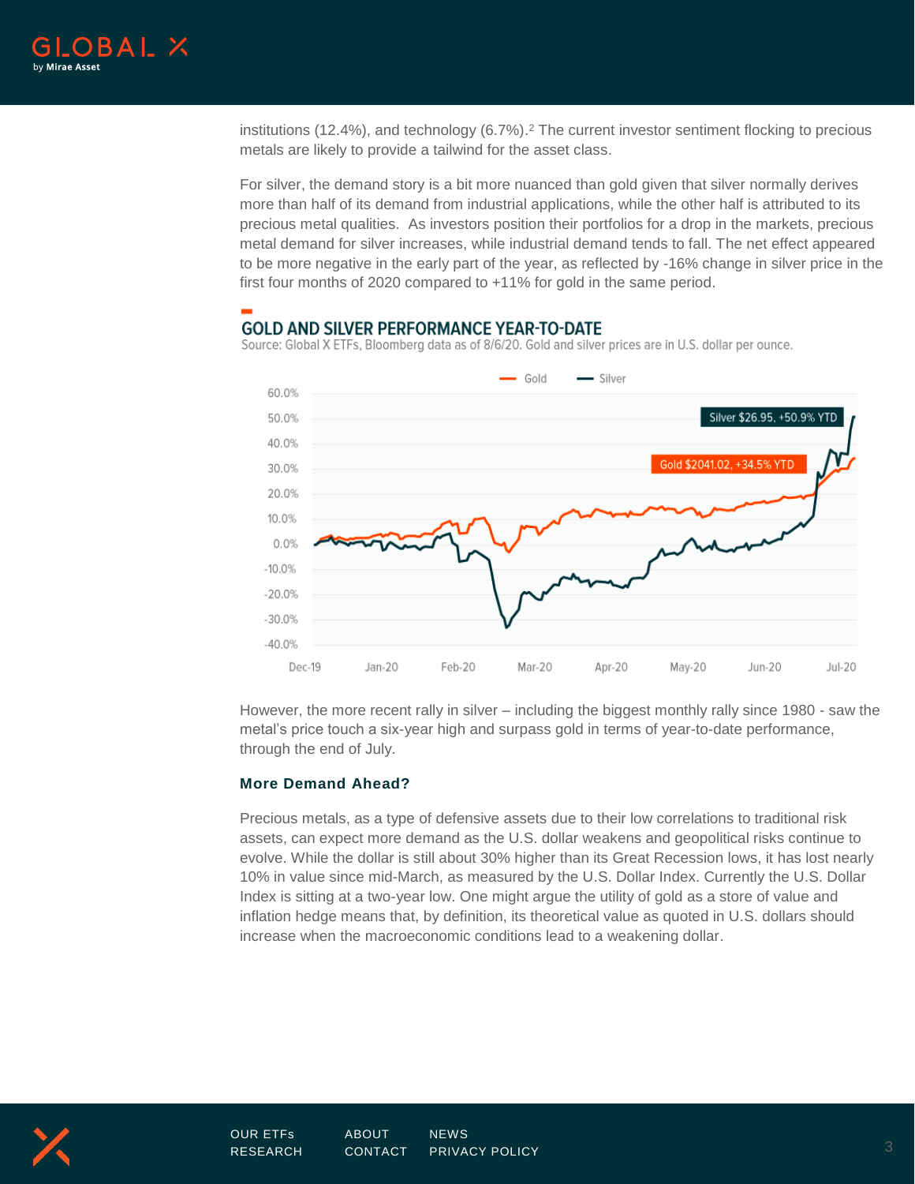institutions (12.4%), and technology (6.7%).[2] The current investor sentiment flocking to precious metals are likely to provide a tailwind for the asset class.

For silver, the demand story is a bit more nuanced than gold given that silver normally derives more than half of its demand from industrial applications, while the other half is attributed to its precious metal qualities. As investors position their portfolios for a drop in the markets, precious metal demand for silver increases, while industrial demand tends to fall. The net effect appeared to be more negative in the early part of the year, as reflected by -16% change in silver price in the first four months of 2020 compared to +11% for gold in the same period.

**GOLD AND SILVER PERFORMANCE YEAR-TO-DATE**

Source: Global X ETFs, Bloomberg data as of 8/6/20. Gold and silver prices are in U.S. dollar per ounce.

Silver $26.95, +50.9% YTD

Gold $2041.02, +34.5% YTD

However, the more recent rally in silver – including the biggest monthly rally since 1980 - saw the metal's price touch a six-year high and surpass gold in terms of year-to-date performance, through the end of July.

### More Demand Ahead?

Precious metals, as a type of defensive assets due to their low correlations to traditional risk assets, can expect more demand as the U.S. dollar weakens and geopolitical risks continue to evolve. While the dollar is still about 30% higher than its Great Recession lows, it has lost nearly 10% in value since mid-March, as measured by the U.S. Dollar Index. Currently the U.S. Dollar Index is sitting at a two-year low. One might argue the utility of gold as a store of value and inflation hedge means that, by definition, its theoretical value as quoted in U.S. dollars should increase when the macroeconomic conditions lead to a weakening dollar.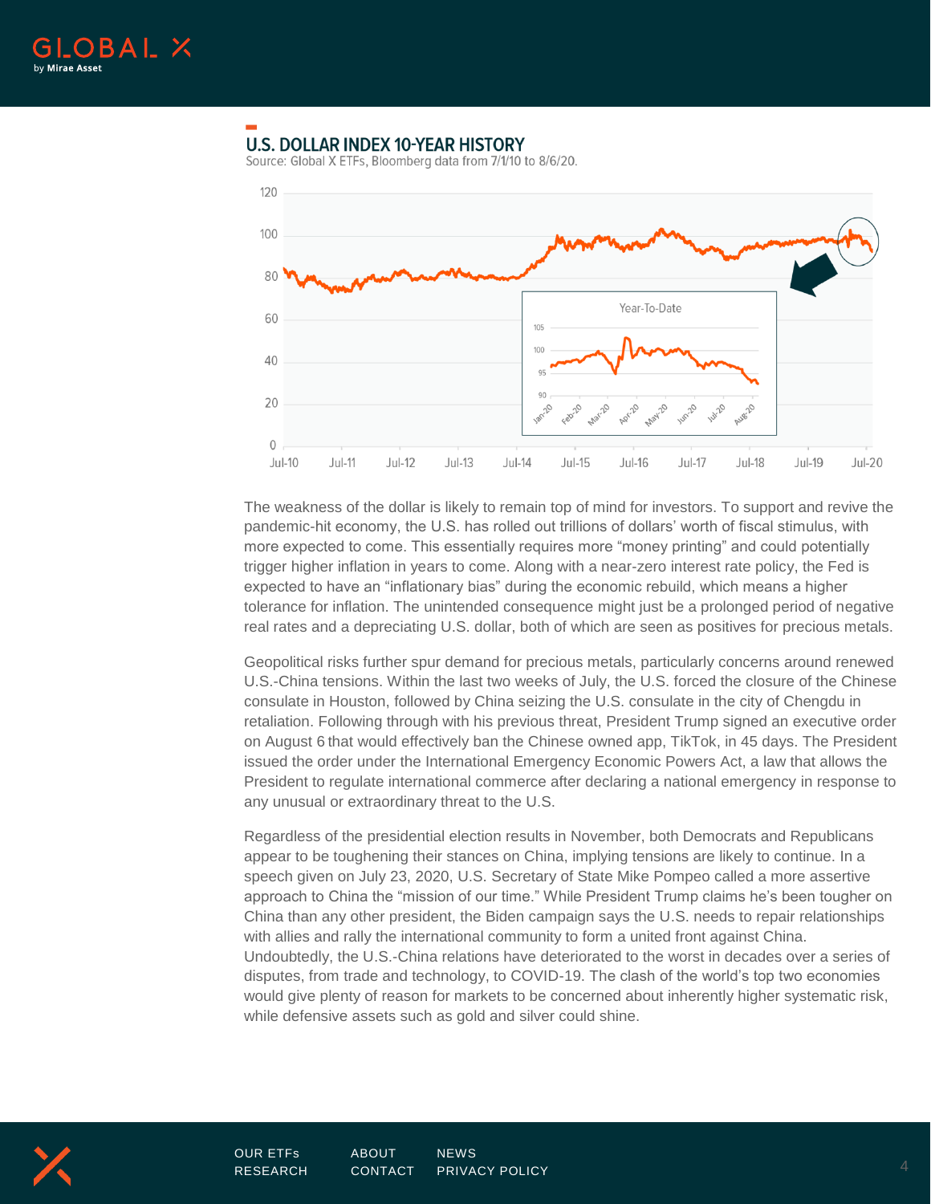## U.S. DOLLAR INDEX 10-YEAR HISTORY

Source: Global X ETFs, Bloomberg data from 7/1/10 to 8/6/20.

The weakness of the dollar is likely to remain top of mind for investors. To support and revive the pandemic-hit economy, the U.S. has rolled out trillions of dollars' worth of fiscal stimulus, with more expected to come. This essentially requires more "money printing" and could potentially trigger higher inflation in years to come. Along with a near-zero interest rate policy, the Fed is expected to have an "inflationary bias" during the economic rebuild, which means a higher tolerance for inflation. The unintended consequence might just be a prolonged period of negative real rates and a depreciating U.S. dollar, both of which are seen as positives for precious metals.

Geopolitical risks further spur demand for precious metals, particularly concerns around renewed U.S.-China tensions. Within the last two weeks of July, the U.S. forced the closure of the Chinese consulate in Houston, followed by China seizing the U.S. consulate in the city of Chengdu in retaliation. Following through with his previous threat, President Trump signed an executive order on August 6 that would effectively ban the Chinese owned app, TikTok, in 45 days. The President issued the order under the International Emergency Economic Powers Act, a law that allows the President to regulate international commerce after declaring a national emergency in response to any unusual or extraordinary threat to the U.S.

Regardless of the presidential election results in November, both Democrats and Republicans appear to be toughening their stances on China, implying tensions are likely to continue. In a speech given on July 23, 2020, U.S. Secretary of State Mike Pompeo called a more assertive approach to China the "mission of our time." While President Trump claims he's been tougher on China than any other president, the Biden campaign says the U.S. needs to repair relationships with allies and rally the international community to form a united front against China. Undoubtedly, the U.S.-China relations have deteriorated to the worst in decades over a series of disputes, from trade and technology, to COVID-19. The clash of the world's top two economies would give plenty of reason for markets to be concerned about inherently higher systematic risk, while defensive assets such as gold and silver could shine.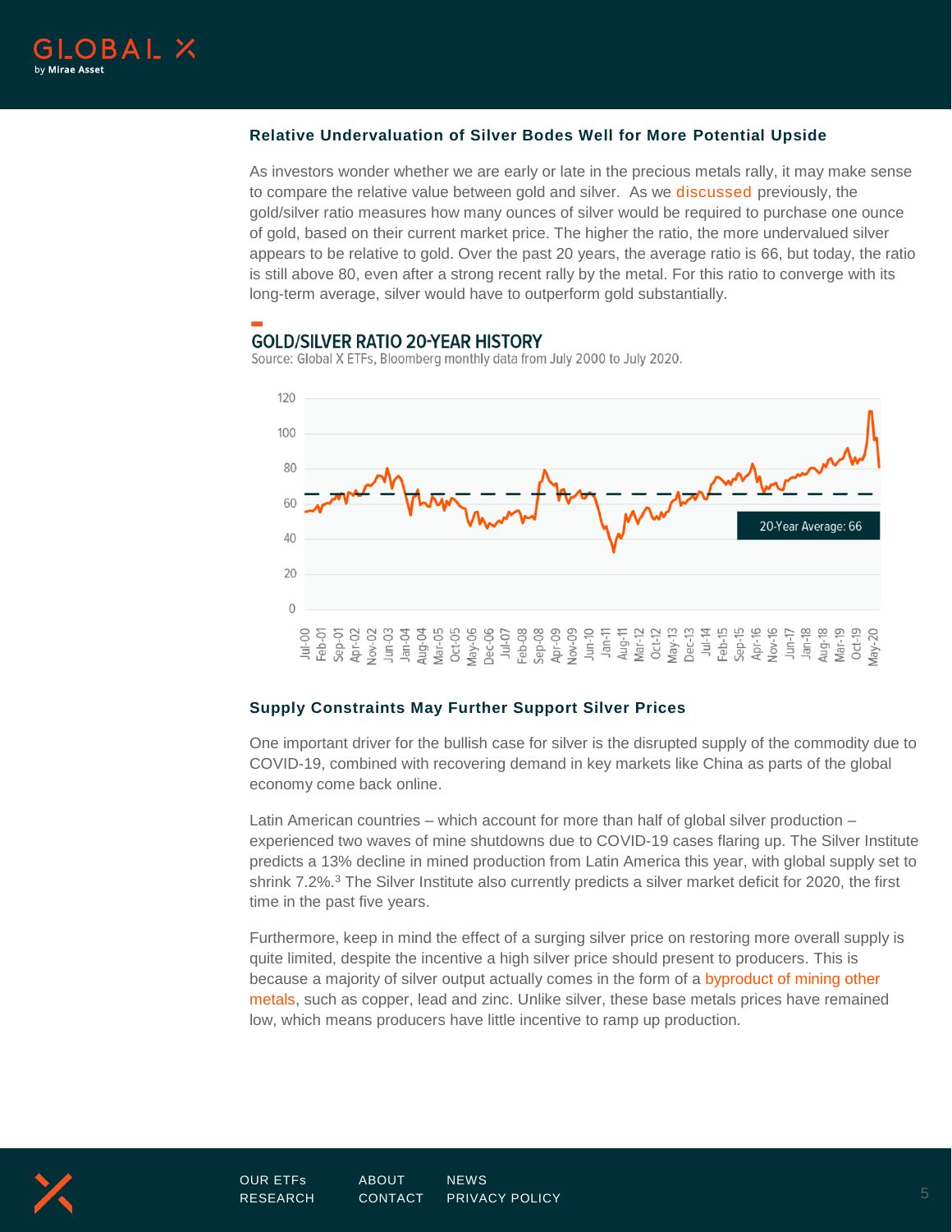### Relative Undervaluation of Silver Bodes Well for More Potential Upside

As investors wonder whether we are early or late in the precious metals rally, it may make sense to compare the relative value between gold and silver. As we discussed previously, the gold/silver ratio measures how many ounces of silver would be required to purchase one ounce of gold, based on their current market price. The higher the ratio, the more undervalued silver appears to be relative to gold. Over the past 20 years, the average ratio is 66, but today, the ratio is still above 80, even after a strong recent rally by the metal. For this ratio to converge with its long-term average, silver would have to outperform gold substantially.

**GOLD/SILVER RATIO 20-YEAR HISTORY**

Source: Global X ETFs, Bloomberg monthly data from July 2000 to July 2020.

### Supply Constraints May Further Support Silver Prices

One important driver for the bullish case for silver is the disrupted supply of the commodity due to COVID-19, combined with recovering demand in key markets like China as parts of the global economy come back online.

Latin American countries – which account for more than half of global silver production – experienced two waves of mine shutdowns due to COVID-19 cases flaring up. The Silver Institute predicts a 13% decline in mined production from Latin America this year, with global supply set to shrink 7.2%.[3] The Silver Institute also currently predicts a silver market deficit for 2020, the first time in the past five years.

Furthermore, keep in mind the effect of a surging silver price on restoring more overall supply is quite limited, despite the incentive a high silver price should present to producers. This is because a majority of silver output actually comes in the form of a byproduct of mining other metals, such as copper, lead and zinc. Unlike silver, these base metals prices have remained low, which means producers have little incentive to ramp up production.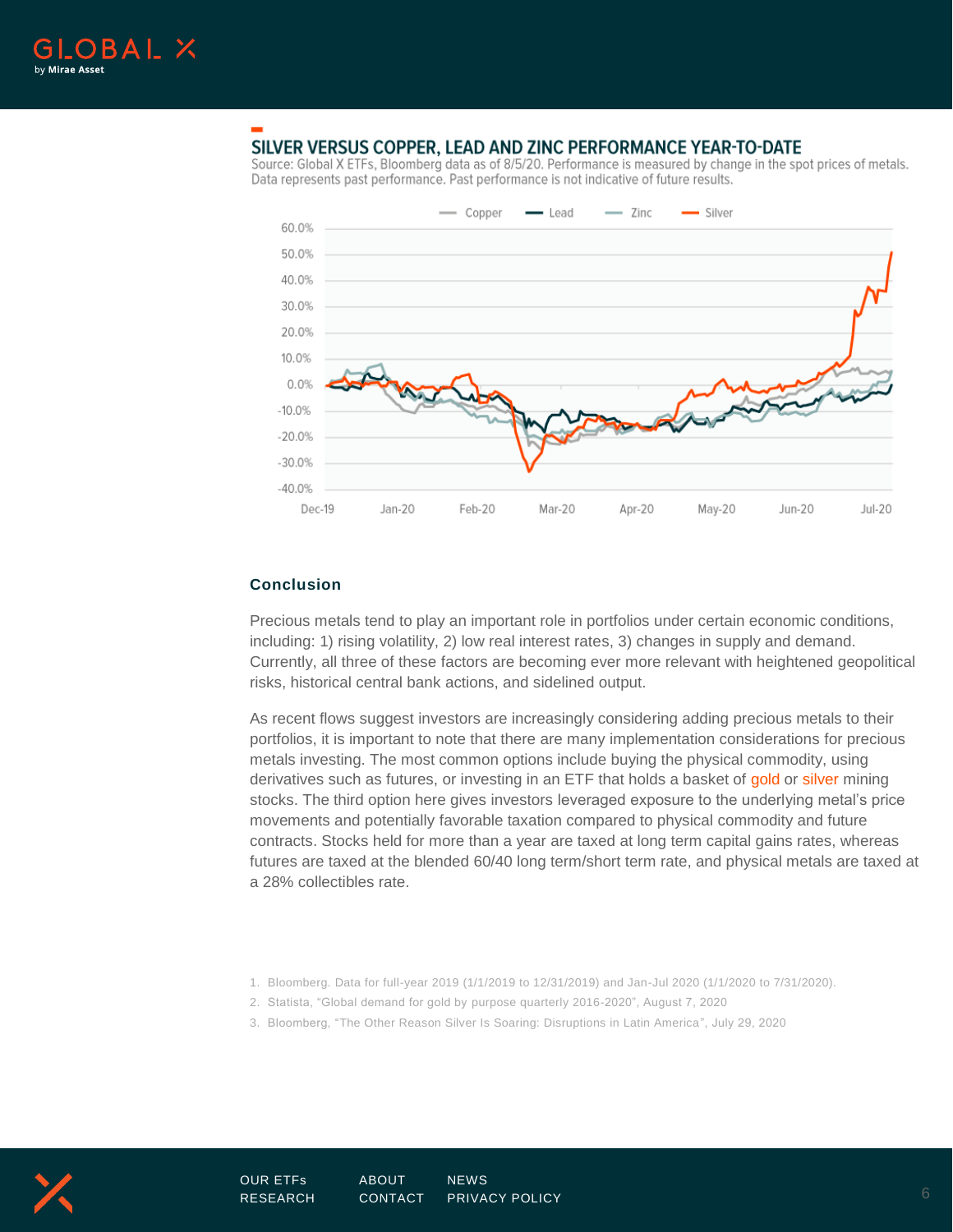## SILVER VERSUS COPPER, LEAD AND ZINC PERFORMANCE YEAR-TO-DATE

Source: Global X ETFs, Bloomberg data as of 8/5/20. Performance is measured by change in the spot prices of metals. Data represents past performance. Past performance is not indicative of future results.

### Conclusion

Precious metals tend to play an important role in portfolios under certain economic conditions, including: 1) rising volatility, 2) low real interest rates, 3) changes in supply and demand. Currently, all three of these factors are becoming ever more relevant with heightened geopolitical risks, historical central bank actions, and sidelined output.

As recent flows suggest investors are increasingly considering adding precious metals to their portfolios, it is important to note that there are many implementation considerations for precious metals investing. The most common options include buying the physical commodity, using derivatives such as futures, or investing in an ETF that holds a basket of gold or silver mining stocks. The third option here gives investors leveraged exposure to the underlying metal's price movements and potentially favorable taxation compared to physical commodity and future contracts. Stocks held for more than a year are taxed at long term capital gains rates, whereas futures are taxed at the blended 60/40 long term/short term rate, and physical metals are taxed at a 28% collectibles rate.

1. Bloomberg. Data for full-year 2019 (1/1/2019 to 12/31/2019) and Jan-Jul 2020 (1/1/2020 to 7/31/2020).
2. Statista, "Global demand for gold by purpose quarterly 2016-2020", August 7, 2020
3. Bloomberg, "The Other Reason Silver Is Soaring: Disruptions in Latin America", July 29, 2020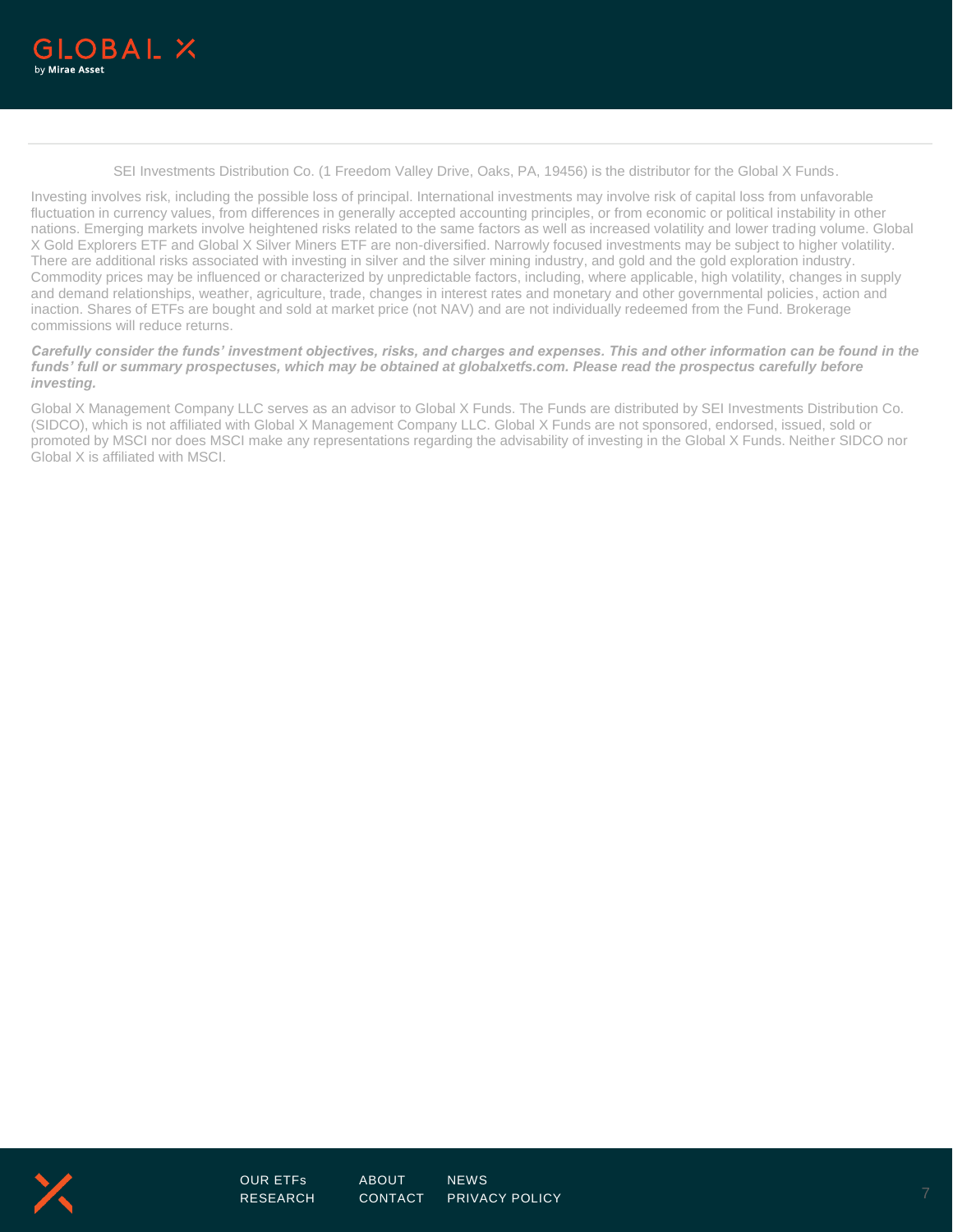SEI Investments Distribution Co. (1 Freedom Valley Drive, Oaks, PA, 19456) is the distributor for the Global X Funds.

Investing involves risk, including the possible loss of principal. International investments may involve risk of capital loss from unfavorable fluctuation in currency values, from differences in generally accepted accounting principles, or from economic or political instability in other nations. Emerging markets involve heightened risks related to the same factors as well as increased volatility and lower trading volume. Global X Gold Explorers ETF and Global X Silver Miners ETF are non-diversified. Narrowly focused investments may be subject to higher volatility. There are additional risks associated with investing in silver and the silver mining industry, and gold and the gold exploration industry. Commodity prices may be influenced or characterized by unpredictable factors, including, where applicable, high volatility, changes in supply and demand relationships, weather, agriculture, trade, changes in interest rates and monetary and other governmental policies, action and inaction. Shares of ETFs are bought and sold at market price (not NAV) and are not individually redeemed from the Fund. Brokerage commissions will reduce returns.

***Carefully consider the funds' investment objectives, risks, and charges and expenses. This and other information can be found in the funds' full or summary prospectuses, which may be obtained at globalxetfs.com. Please read the prospectus carefully before investing.***

Global X Management Company LLC serves as an advisor to Global X Funds. The Funds are distributed by SEI Investments Distribution Co. (SIDCO), which is not affiliated with Global X Management Company LLC. Global X Funds are not sponsored, endorsed, issued, sold or promoted by MSCI nor does MSCI make any representations regarding the advisability of investing in the Global X Funds. Neither SIDCO nor Global X is affiliated with MSCI.